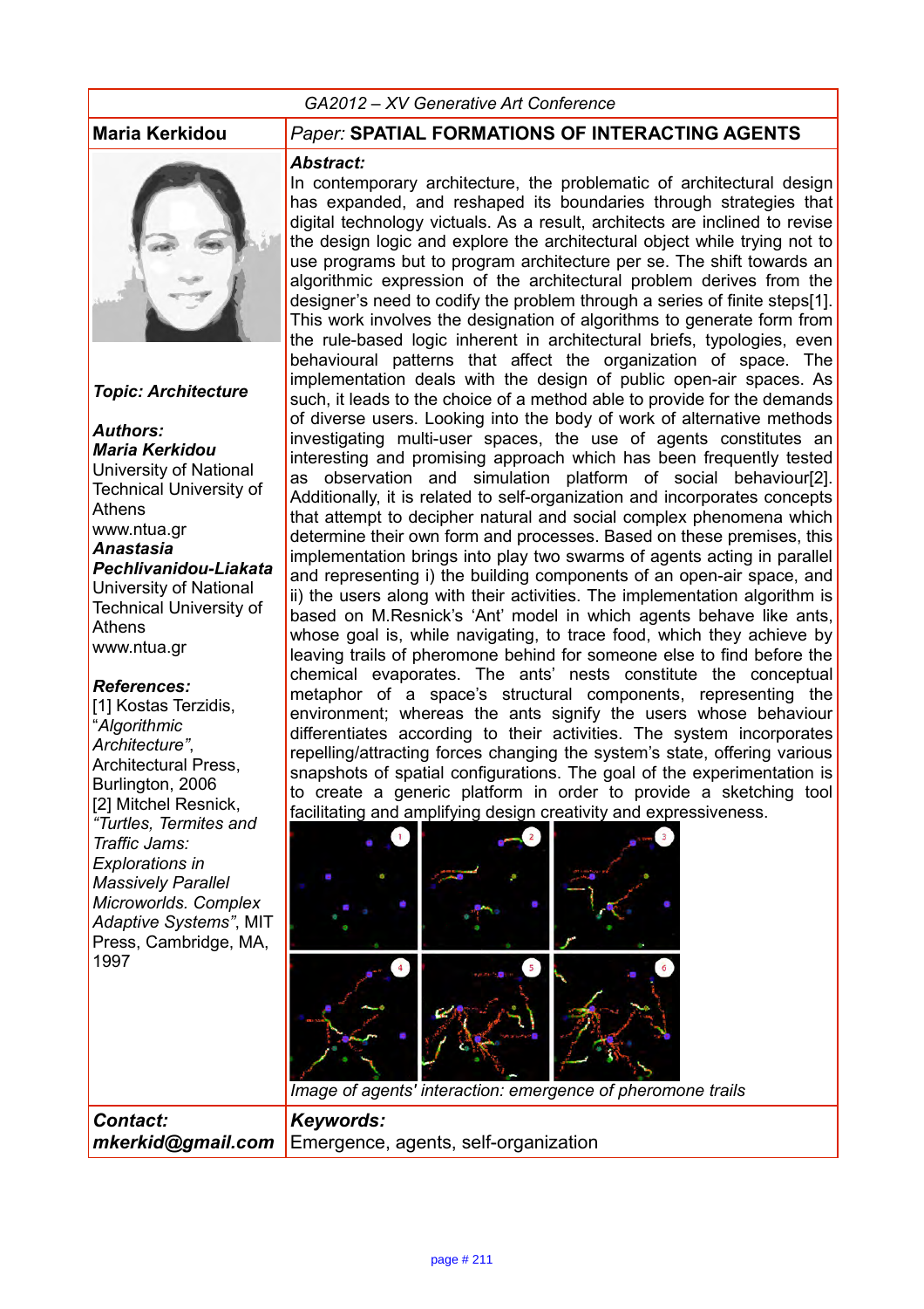GA2012 – XV Generative Art Conference

**Maria Kerkidou**

*Paper:* **SPATIAL FORMATIONS OF INTERACTING AGENTS**

***Topic: Architecture***

***Authors:***

***Maria Kerkidou***
University of National Technical University of Athens
www.ntua.gr

***Anastasia Pechlivanidou-Liakata***
University of National Technical University of Athens
www.ntua.gr

***References:***

[1] Kostas Terzidis, "*Algorithmic Architecture"*, Architectural Press, Burlington, 2006

[2] Mitchel Resnick, *"Turtles, Termites and Traffic Jams: Explorations in Massively Parallel Microworlds. Complex Adaptive Systems"*, MIT Press, Cambridge, MA, 1997

***Abstract:***

In contemporary architecture, the problematic of architectural design has expanded, and reshaped its boundaries through strategies that digital technology victuals. As a result, architects are inclined to revise the design logic and explore the architectural object while trying not to use programs but to program architecture per se. The shift towards an algorithmic expression of the architectural problem derives from the designer's need to codify the problem through a series of finite steps[1]. This work involves the designation of algorithms to generate form from the rule-based logic inherent in architectural briefs, typologies, even behavioural patterns that affect the organization of space. The implementation deals with the design of public open-air spaces. As such, it leads to the choice of a method able to provide for the demands of diverse users. Looking into the body of work of alternative methods investigating multi-user spaces, the use of agents constitutes an interesting and promising approach which has been frequently tested as observation and simulation platform of social behaviour[2]. Additionally, it is related to self-organization and incorporates concepts that attempt to decipher natural and social complex phenomena which determine their own form and processes. Based on these premises, this implementation brings into play two swarms of agents acting in parallel and representing i) the building components of an open-air space, and ii) the users along with their activities. The implementation algorithm is based on M.Resnick's 'Ant' model in which agents behave like ants, whose goal is, while navigating, to trace food, which they achieve by leaving trails of pheromone behind for someone else to find before the chemical evaporates. The ants' nests constitute the conceptual metaphor of a space's structural components, representing the environment; whereas the ants signify the users whose behaviour differentiates according to their activities. The system incorporates repelling/attracting forces changing the system's state, offering various snapshots of spatial configurations. The goal of the experimentation is to create a generic platform in order to provide a sketching tool facilitating and amplifying design creativity and expressiveness.

*Image of agents' interaction: emergence of pheromone trails*

***Contact:***
***mkerkid@gmail.com***

***Keywords:***
Emergence, agents, self-organization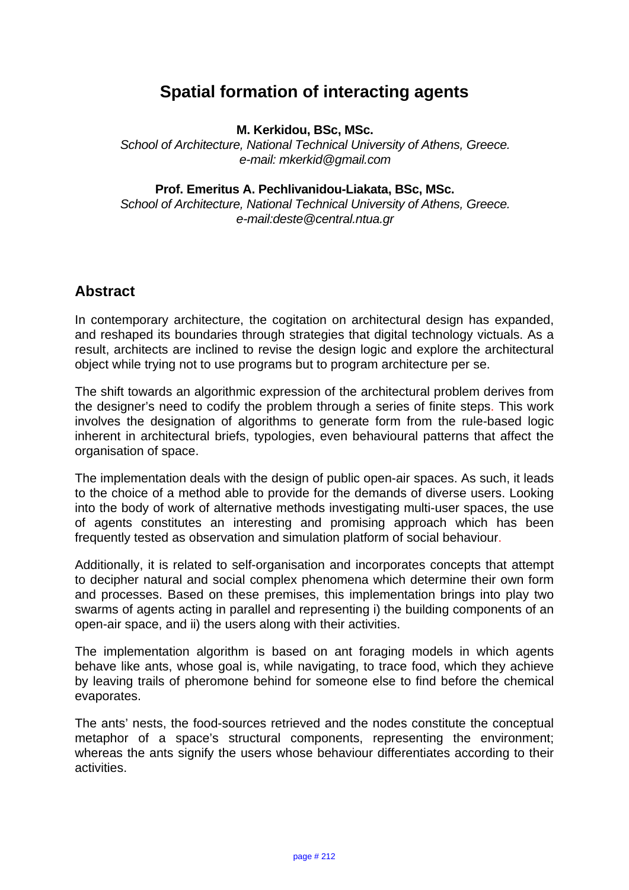# Spatial formation of interacting agents

**M. Kerkidou, BSc, MSc.**
*School of Architecture, National Technical University of Athens, Greece.*
*e-mail: mkerkid@gmail.com*

**Prof. Emeritus A. Pechlivanidou-Liakata, BSc, MSc.**
*School of Architecture, National Technical University of Athens, Greece.*
*e-mail:deste@central.ntua.gr*

## Abstract

In contemporary architecture, the cogitation on architectural design has expanded, and reshaped its boundaries through strategies that digital technology victuals. As a result, architects are inclined to revise the design logic and explore the architectural object while trying not to use programs but to program architecture per se.

The shift towards an algorithmic expression of the architectural problem derives from the designer's need to codify the problem through a series of finite steps. This work involves the designation of algorithms to generate form from the rule-based logic inherent in architectural briefs, typologies, even behavioural patterns that affect the organisation of space.

The implementation deals with the design of public open-air spaces. As such, it leads to the choice of a method able to provide for the demands of diverse users. Looking into the body of work of alternative methods investigating multi-user spaces, the use of agents constitutes an interesting and promising approach which has been frequently tested as observation and simulation platform of social behaviour.

Additionally, it is related to self-organisation and incorporates concepts that attempt to decipher natural and social complex phenomena which determine their own form and processes. Based on these premises, this implementation brings into play two swarms of agents acting in parallel and representing i) the building components of an open-air space, and ii) the users along with their activities.

The implementation algorithm is based on ant foraging models in which agents behave like ants, whose goal is, while navigating, to trace food, which they achieve by leaving trails of pheromone behind for someone else to find before the chemical evaporates.

The ants' nests, the food-sources retrieved and the nodes constitute the conceptual metaphor of a space's structural components, representing the environment; whereas the ants signify the users whose behaviour differentiates according to their activities.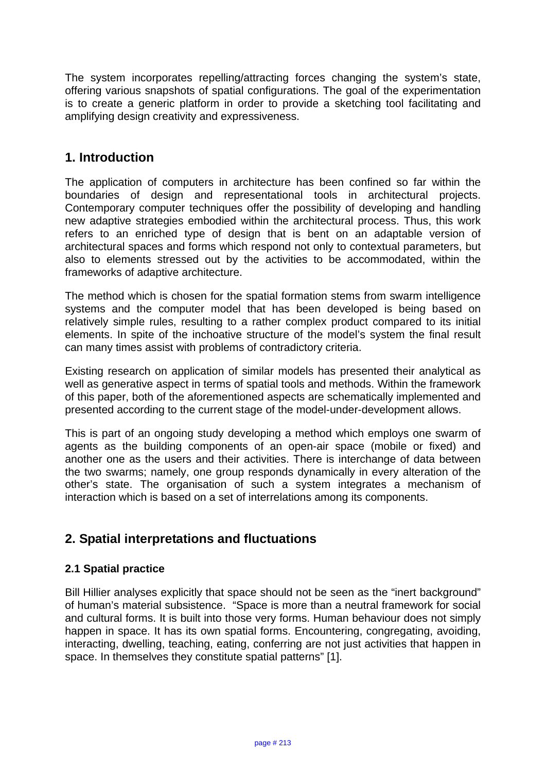The system incorporates repelling/attracting forces changing the system's state, offering various snapshots of spatial configurations. The goal of the experimentation is to create a generic platform in order to provide a sketching tool facilitating and amplifying design creativity and expressiveness.

## 1. Introduction

The application of computers in architecture has been confined so far within the boundaries of design and representational tools in architectural projects. Contemporary computer techniques offer the possibility of developing and handling new adaptive strategies embodied within the architectural process. Thus, this work refers to an enriched type of design that is bent on an adaptable version of architectural spaces and forms which respond not only to contextual parameters, but also to elements stressed out by the activities to be accommodated, within the frameworks of adaptive architecture.

The method which is chosen for the spatial formation stems from swarm intelligence systems and the computer model that has been developed is being based on relatively simple rules, resulting to a rather complex product compared to its initial elements. In spite of the inchoative structure of the model's system the final result can many times assist with problems of contradictory criteria.

Existing research on application of similar models has presented their analytical as well as generative aspect in terms of spatial tools and methods. Within the framework of this paper, both of the aforementioned aspects are schematically implemented and presented according to the current stage of the model-under-development allows.

This is part of an ongoing study developing a method which employs one swarm of agents as the building components of an open-air space (mobile or fixed) and another one as the users and their activities. There is interchange of data between the two swarms; namely, one group responds dynamically in every alteration of the other's state. The organisation of such a system integrates a mechanism of interaction which is based on a set of interrelations among its components.

## 2. Spatial interpretations and fluctuations

### 2.1 Spatial practice

Bill Hillier analyses explicitly that space should not be seen as the "inert background" of human's material subsistence. "Space is more than a neutral framework for social and cultural forms. It is built into those very forms. Human behaviour does not simply happen in space. It has its own spatial forms. Encountering, congregating, avoiding, interacting, dwelling, teaching, eating, conferring are not just activities that happen in space. In themselves they constitute spatial patterns" [1].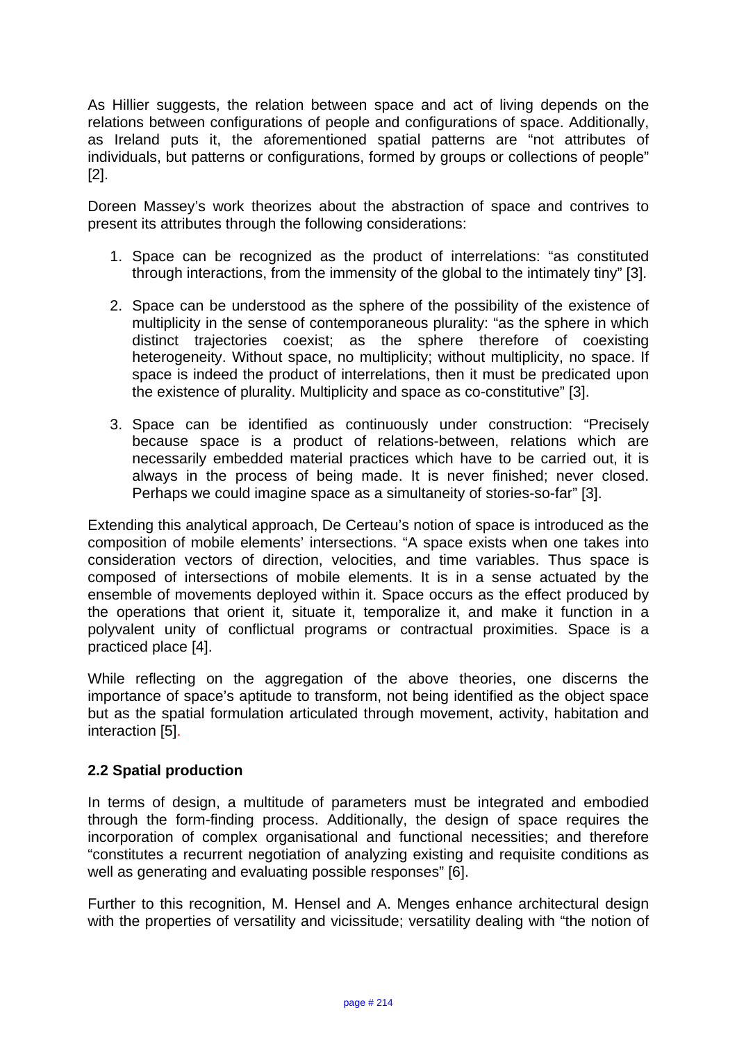As Hillier suggests, the relation between space and act of living depends on the relations between configurations of people and configurations of space. Additionally, as Ireland puts it, the aforementioned spatial patterns are "not attributes of individuals, but patterns or configurations, formed by groups or collections of people" [2].

Doreen Massey's work theorizes about the abstraction of space and contrives to present its attributes through the following considerations:

1. Space can be recognized as the product of interrelations: "as constituted through interactions, from the immensity of the global to the intimately tiny" [3].

2. Space can be understood as the sphere of the possibility of the existence of multiplicity in the sense of contemporaneous plurality: "as the sphere in which distinct trajectories coexist; as the sphere therefore of coexisting heterogeneity. Without space, no multiplicity; without multiplicity, no space. If space is indeed the product of interrelations, then it must be predicated upon the existence of plurality. Multiplicity and space as co-constitutive" [3].

3. Space can be identified as continuously under construction: "Precisely because space is a product of relations-between, relations which are necessarily embedded material practices which have to be carried out, it is always in the process of being made. It is never finished; never closed. Perhaps we could imagine space as a simultaneity of stories-so-far" [3].

Extending this analytical approach, De Certeau's notion of space is introduced as the composition of mobile elements' intersections. "A space exists when one takes into consideration vectors of direction, velocities, and time variables. Thus space is composed of intersections of mobile elements. It is in a sense actuated by the ensemble of movements deployed within it. Space occurs as the effect produced by the operations that orient it, situate it, temporalize it, and make it function in a polyvalent unity of conflictual programs or contractual proximities. Space is a practiced place [4].

While reflecting on the aggregation of the above theories, one discerns the importance of space's aptitude to transform, not being identified as the object space but as the spatial formulation articulated through movement, activity, habitation and interaction [5].

### 2.2 Spatial production

In terms of design, a multitude of parameters must be integrated and embodied through the form-finding process. Additionally, the design of space requires the incorporation of complex organisational and functional necessities; and therefore "constitutes a recurrent negotiation of analyzing existing and requisite conditions as well as generating and evaluating possible responses" [6].

Further to this recognition, M. Hensel and A. Menges enhance architectural design with the properties of versatility and vicissitude; versatility dealing with "the notion of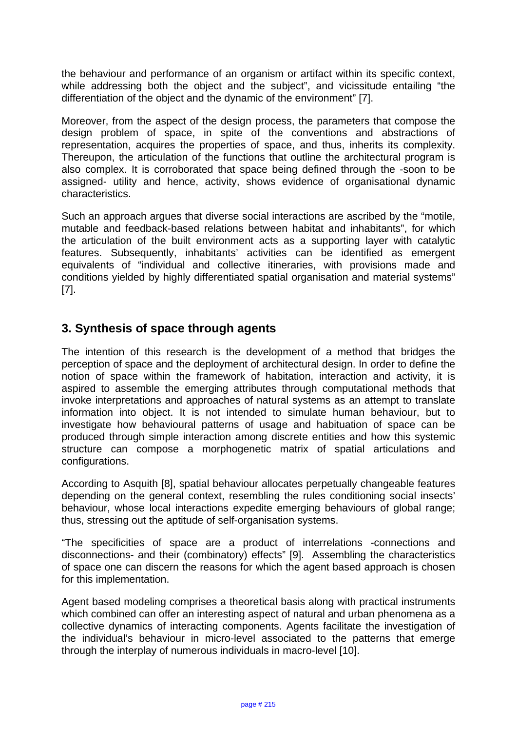the behaviour and performance of an organism or artifact within its specific context, while addressing both the object and the subject", and vicissitude entailing "the differentiation of the object and the dynamic of the environment" [7].

Moreover, from the aspect of the design process, the parameters that compose the design problem of space, in spite of the conventions and abstractions of representation, acquires the properties of space, and thus, inherits its complexity. Thereupon, the articulation of the functions that outline the architectural program is also complex. It is corroborated that space being defined through the -soon to be assigned- utility and hence, activity, shows evidence of organisational dynamic characteristics.

Such an approach argues that diverse social interactions are ascribed by the "motile, mutable and feedback-based relations between habitat and inhabitants", for which the articulation of the built environment acts as a supporting layer with catalytic features. Subsequently, inhabitants' activities can be identified as emergent equivalents of "individual and collective itineraries, with provisions made and conditions yielded by highly differentiated spatial organisation and material systems" [7].

## 3. Synthesis of space through agents

The intention of this research is the development of a method that bridges the perception of space and the deployment of architectural design. In order to define the notion of space within the framework of habitation, interaction and activity, it is aspired to assemble the emerging attributes through computational methods that invoke interpretations and approaches of natural systems as an attempt to translate information into object. It is not intended to simulate human behaviour, but to investigate how behavioural patterns of usage and habituation of space can be produced through simple interaction among discrete entities and how this systemic structure can compose a morphogenetic matrix of spatial articulations and configurations.

According to Asquith [8], spatial behaviour allocates perpetually changeable features depending on the general context, resembling the rules conditioning social insects' behaviour, whose local interactions expedite emerging behaviours of global range; thus, stressing out the aptitude of self-organisation systems.

"The specificities of space are a product of interrelations -connections and disconnections- and their (combinatory) effects" [9]. Assembling the characteristics of space one can discern the reasons for which the agent based approach is chosen for this implementation.

Agent based modeling comprises a theoretical basis along with practical instruments which combined can offer an interesting aspect of natural and urban phenomena as a collective dynamics of interacting components. Agents facilitate the investigation of the individual's behaviour in micro-level associated to the patterns that emerge through the interplay of numerous individuals in macro-level [10].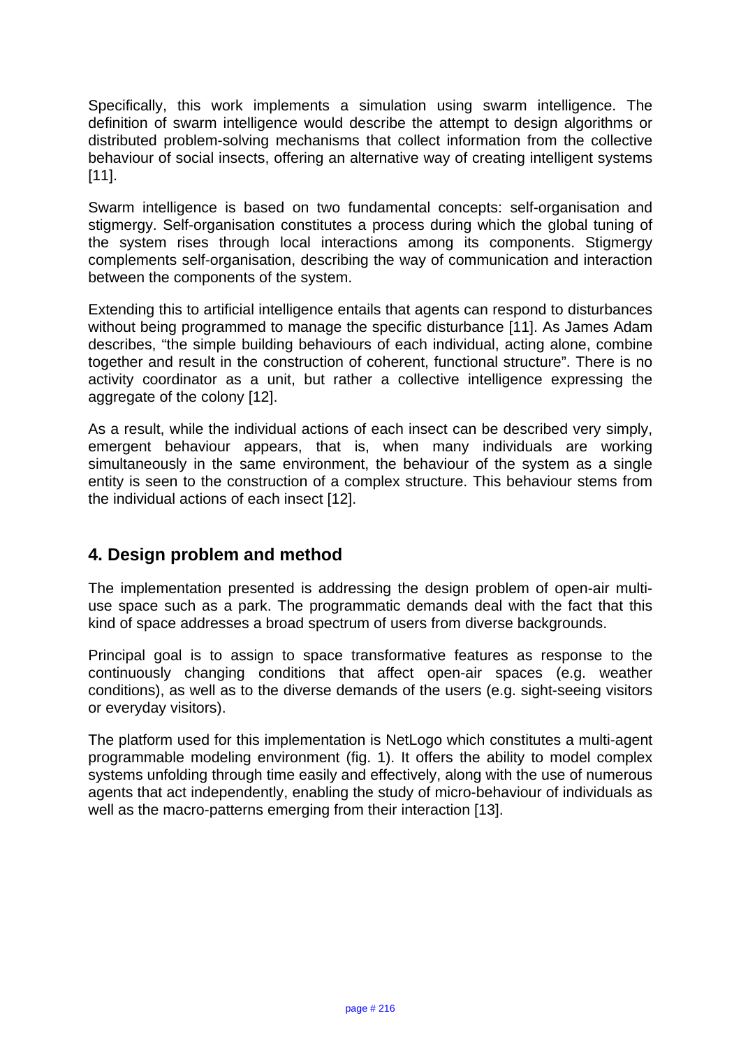Specifically, this work implements a simulation using swarm intelligence. The definition of swarm intelligence would describe the attempt to design algorithms or distributed problem-solving mechanisms that collect information from the collective behaviour of social insects, offering an alternative way of creating intelligent systems [11].

Swarm intelligence is based on two fundamental concepts: self-organisation and stigmergy. Self-organisation constitutes a process during which the global tuning of the system rises through local interactions among its components. Stigmergy complements self-organisation, describing the way of communication and interaction between the components of the system.

Extending this to artificial intelligence entails that agents can respond to disturbances without being programmed to manage the specific disturbance [11]. As James Adam describes, "the simple building behaviours of each individual, acting alone, combine together and result in the construction of coherent, functional structure". There is no activity coordinator as a unit, but rather a collective intelligence expressing the aggregate of the colony [12].

As a result, while the individual actions of each insect can be described very simply, emergent behaviour appears, that is, when many individuals are working simultaneously in the same environment, the behaviour of the system as a single entity is seen to the construction of a complex structure. This behaviour stems from the individual actions of each insect [12].

## 4. Design problem and method

The implementation presented is addressing the design problem of open-air multi-use space such as a park. The programmatic demands deal with the fact that this kind of space addresses a broad spectrum of users from diverse backgrounds.

Principal goal is to assign to space transformative features as response to the continuously changing conditions that affect open-air spaces (e.g. weather conditions), as well as to the diverse demands of the users (e.g. sight-seeing visitors or everyday visitors).

The platform used for this implementation is NetLogo which constitutes a multi-agent programmable modeling environment (fig. 1). It offers the ability to model complex systems unfolding through time easily and effectively, along with the use of numerous agents that act independently, enabling the study of micro-behaviour of individuals as well as the macro-patterns emerging from their interaction [13].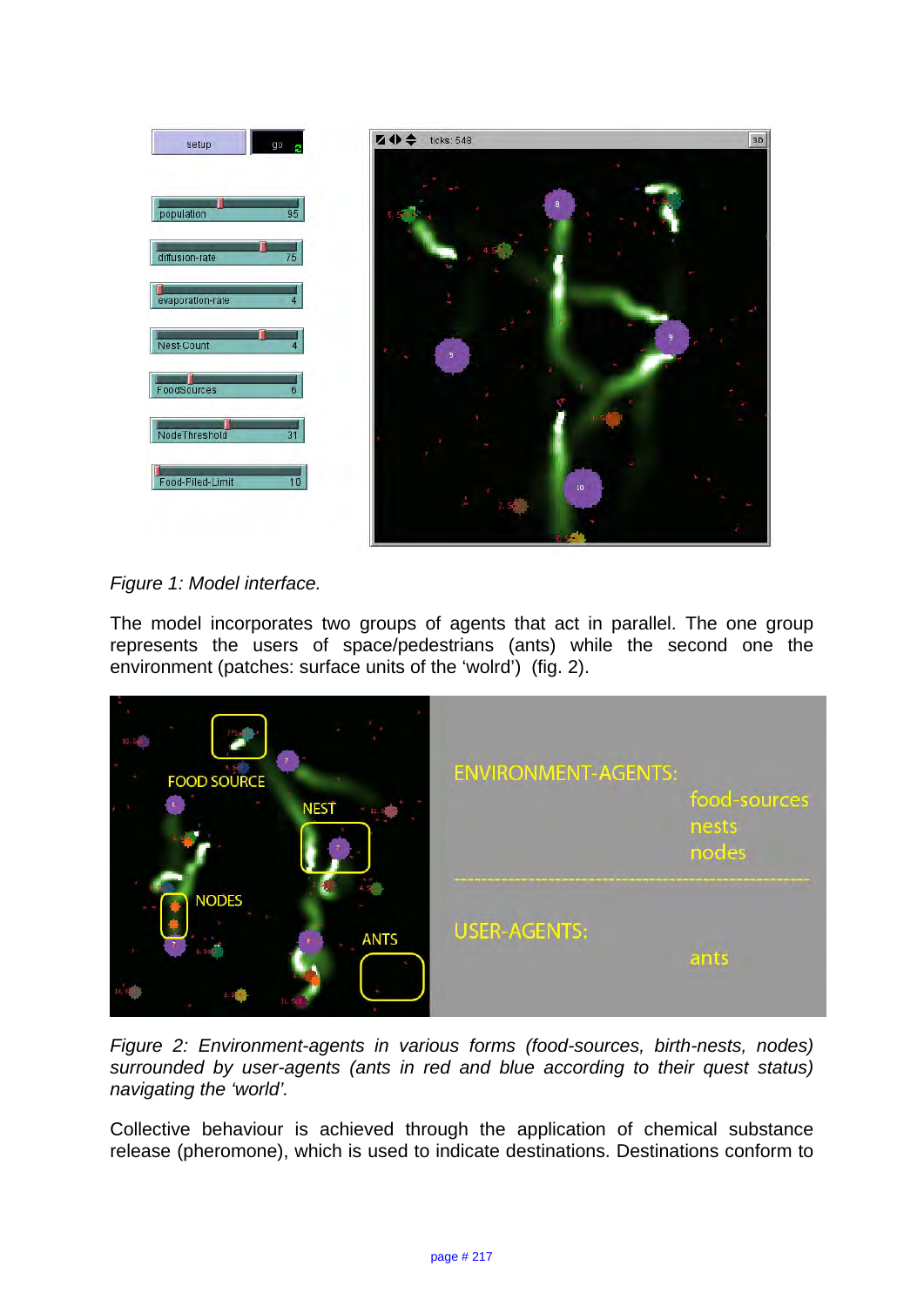*Figure 1: Model interface.*

The model incorporates two groups of agents that act in parallel. The one group represents the users of space/pedestrians (ants) while the second one the environment (patches: surface units of the 'wolrd') (fig. 2).

*Figure 2: Environment-agents in various forms (food-sources, birth-nests, nodes) surrounded by user-agents (ants in red and blue according to their quest status) navigating the 'world'.*

Collective behaviour is achieved through the application of chemical substance release (pheromone), which is used to indicate destinations. Destinations conform to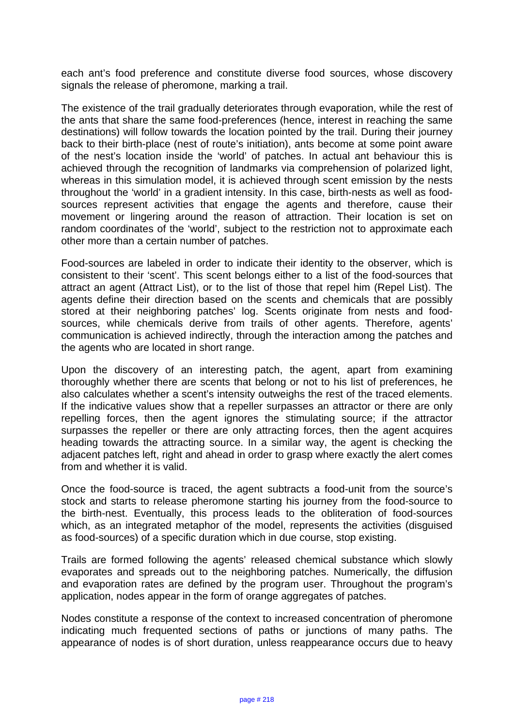each ant's food preference and constitute diverse food sources, whose discovery signals the release of pheromone, marking a trail.

The existence of the trail gradually deteriorates through evaporation, while the rest of the ants that share the same food-preferences (hence, interest in reaching the same destinations) will follow towards the location pointed by the trail. During their journey back to their birth-place (nest of route's initiation), ants become at some point aware of the nest's location inside the 'world' of patches. In actual ant behaviour this is achieved through the recognition of landmarks via comprehension of polarized light, whereas in this simulation model, it is achieved through scent emission by the nests throughout the 'world' in a gradient intensity. In this case, birth-nests as well as food-sources represent activities that engage the agents and therefore, cause their movement or lingering around the reason of attraction. Their location is set on random coordinates of the 'world', subject to the restriction not to approximate each other more than a certain number of patches.

Food-sources are labeled in order to indicate their identity to the observer, which is consistent to their 'scent'. This scent belongs either to a list of the food-sources that attract an agent (Attract List), or to the list of those that repel him (Repel List). The agents define their direction based on the scents and chemicals that are possibly stored at their neighboring patches' log. Scents originate from nests and food-sources, while chemicals derive from trails of other agents. Therefore, agents' communication is achieved indirectly, through the interaction among the patches and the agents who are located in short range.

Upon the discovery of an interesting patch, the agent, apart from examining thoroughly whether there are scents that belong or not to his list of preferences, he also calculates whether a scent's intensity outweighs the rest of the traced elements. If the indicative values show that a repeller surpasses an attractor or there are only repelling forces, then the agent ignores the stimulating source; if the attractor surpasses the repeller or there are only attracting forces, then the agent acquires heading towards the attracting source. In a similar way, the agent is checking the adjacent patches left, right and ahead in order to grasp where exactly the alert comes from and whether it is valid.

Once the food-source is traced, the agent subtracts a food-unit from the source's stock and starts to release pheromone starting his journey from the food-source to the birth-nest. Eventually, this process leads to the obliteration of food-sources which, as an integrated metaphor of the model, represents the activities (disguised as food-sources) of a specific duration which in due course, stop existing.

Trails are formed following the agents' released chemical substance which slowly evaporates and spreads out to the neighboring patches. Numerically, the diffusion and evaporation rates are defined by the program user. Throughout the program's application, nodes appear in the form of orange aggregates of patches.

Nodes constitute a response of the context to increased concentration of pheromone indicating much frequented sections of paths or junctions of many paths. The appearance of nodes is of short duration, unless reappearance occurs due to heavy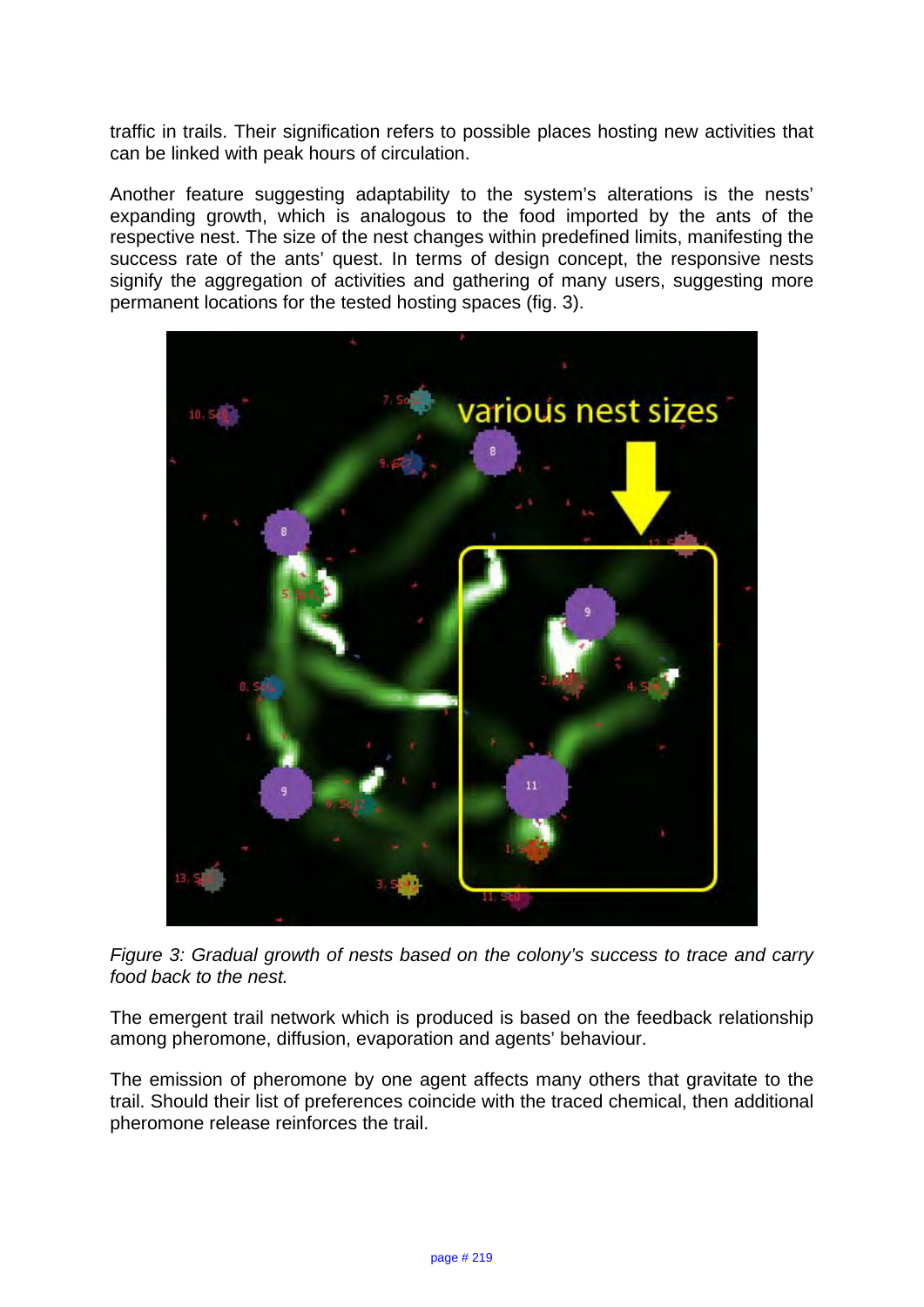traffic in trails. Their signification refers to possible places hosting new activities that can be linked with peak hours of circulation.

Another feature suggesting adaptability to the system's alterations is the nests' expanding growth, which is analogous to the food imported by the ants of the respective nest. The size of the nest changes within predefined limits, manifesting the success rate of the ants' quest. In terms of design concept, the responsive nests signify the aggregation of activities and gathering of many users, suggesting more permanent locations for the tested hosting spaces (fig. 3).

*Figure 3: Gradual growth of nests based on the colony's success to trace and carry food back to the nest.*

The emergent trail network which is produced is based on the feedback relationship among pheromone, diffusion, evaporation and agents' behaviour.

The emission of pheromone by one agent affects many others that gravitate to the trail. Should their list of preferences coincide with the traced chemical, then additional pheromone release reinforces the trail.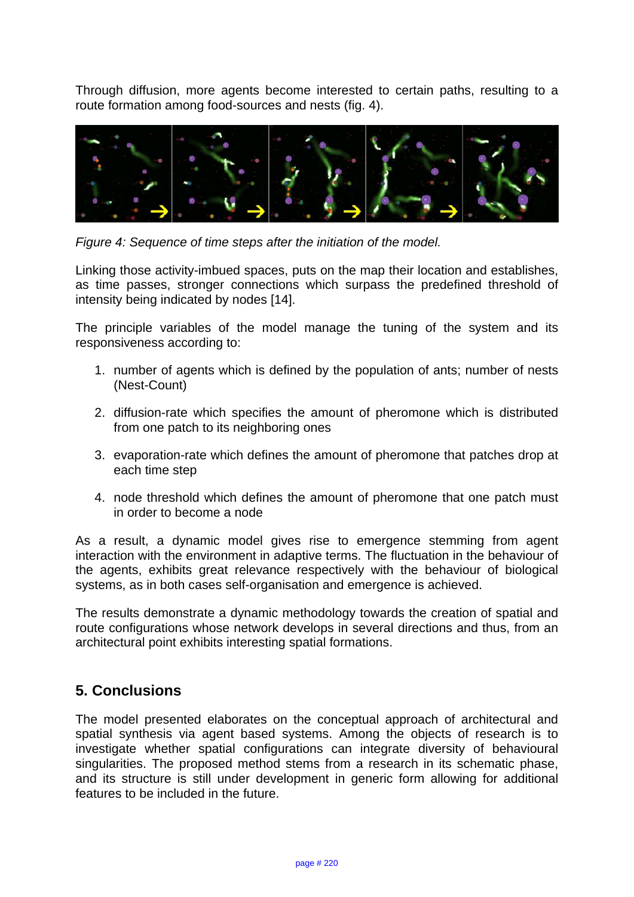Through diffusion, more agents become interested to certain paths, resulting to a route formation among food-sources and nests (fig. 4).

*Figure 4: Sequence of time steps after the initiation of the model.*

Linking those activity-imbued spaces, puts on the map their location and establishes, as time passes, stronger connections which surpass the predefined threshold of intensity being indicated by nodes [14].

The principle variables of the model manage the tuning of the system and its responsiveness according to:

1. number of agents which is defined by the population of ants; number of nests (Nest-Count)

2. diffusion-rate which specifies the amount of pheromone which is distributed from one patch to its neighboring ones

3. evaporation-rate which defines the amount of pheromone that patches drop at each time step

4. node threshold which defines the amount of pheromone that one patch must in order to become a node

As a result, a dynamic model gives rise to emergence stemming from agent interaction with the environment in adaptive terms. The fluctuation in the behaviour of the agents, exhibits great relevance respectively with the behaviour of biological systems, as in both cases self-organisation and emergence is achieved.

The results demonstrate a dynamic methodology towards the creation of spatial and route configurations whose network develops in several directions and thus, from an architectural point exhibits interesting spatial formations.

## 5. Conclusions

The model presented elaborates on the conceptual approach of architectural and spatial synthesis via agent based systems. Among the objects of research is to investigate whether spatial configurations can integrate diversity of behavioural singularities. The proposed method stems from a research in its schematic phase, and its structure is still under development in generic form allowing for additional features to be included in the future.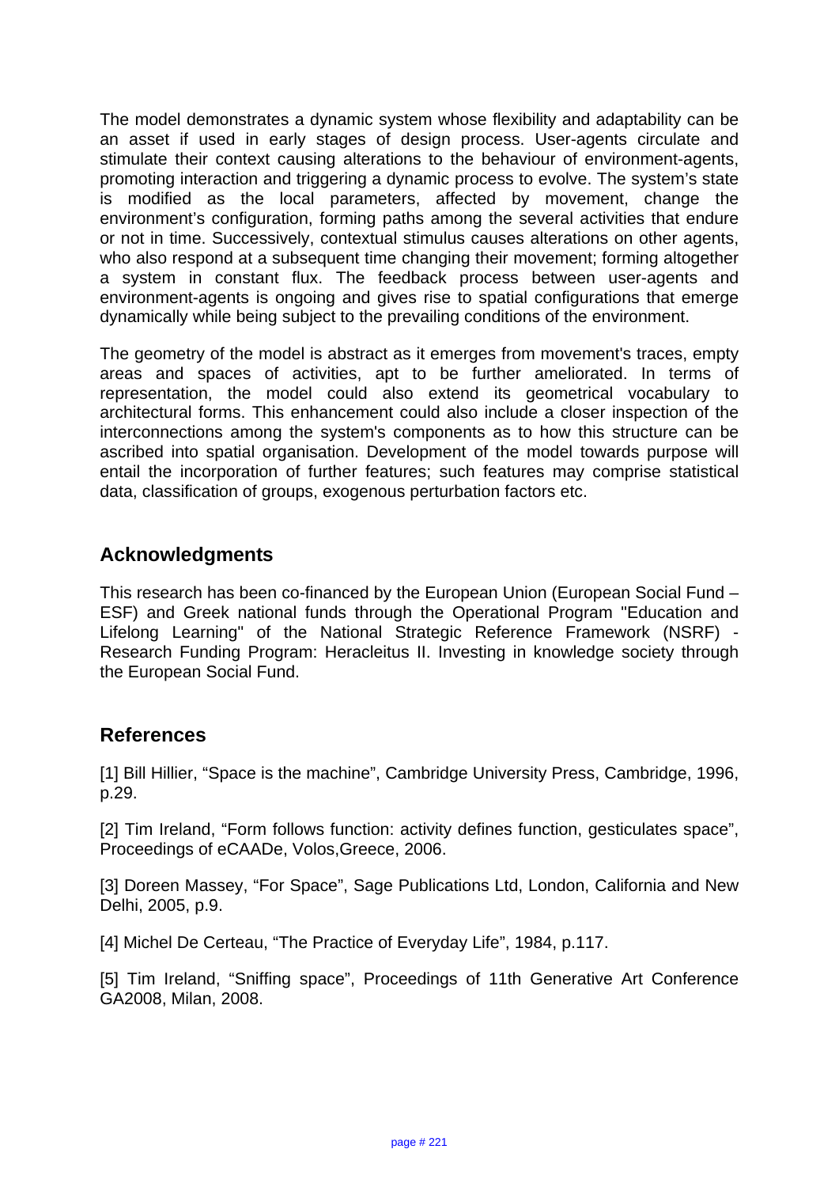The model demonstrates a dynamic system whose flexibility and adaptability can be an asset if used in early stages of design process. User-agents circulate and stimulate their context causing alterations to the behaviour of environment-agents, promoting interaction and triggering a dynamic process to evolve. The system's state is modified as the local parameters, affected by movement, change the environment's configuration, forming paths among the several activities that endure or not in time. Successively, contextual stimulus causes alterations on other agents, who also respond at a subsequent time changing their movement; forming altogether a system in constant flux. The feedback process between user-agents and environment-agents is ongoing and gives rise to spatial configurations that emerge dynamically while being subject to the prevailing conditions of the environment.

The geometry of the model is abstract as it emerges from movement's traces, empty areas and spaces of activities, apt to be further ameliorated. In terms of representation, the model could also extend its geometrical vocabulary to architectural forms. This enhancement could also include a closer inspection of the interconnections among the system's components as to how this structure can be ascribed into spatial organisation. Development of the model towards purpose will entail the incorporation of further features; such features may comprise statistical data, classification of groups, exogenous perturbation factors etc.

## Acknowledgments

This research has been co-financed by the European Union (European Social Fund – ESF) and Greek national funds through the Operational Program "Education and Lifelong Learning" of the National Strategic Reference Framework (NSRF) - Research Funding Program: Heracleitus II. Investing in knowledge society through the European Social Fund.

## References

[1] Bill Hillier, "Space is the machine", Cambridge University Press, Cambridge, 1996, p.29.

[2] Tim Ireland, "Form follows function: activity defines function, gesticulates space", Proceedings of eCAADe, Volos,Greece, 2006.

[3] Doreen Massey, "For Space", Sage Publications Ltd, London, California and New Delhi, 2005, p.9.

[4] Michel De Certeau, "The Practice of Everyday Life", 1984, p.117.

[5] Tim Ireland, "Sniffing space", Proceedings of 11th Generative Art Conference GA2008, Milan, 2008.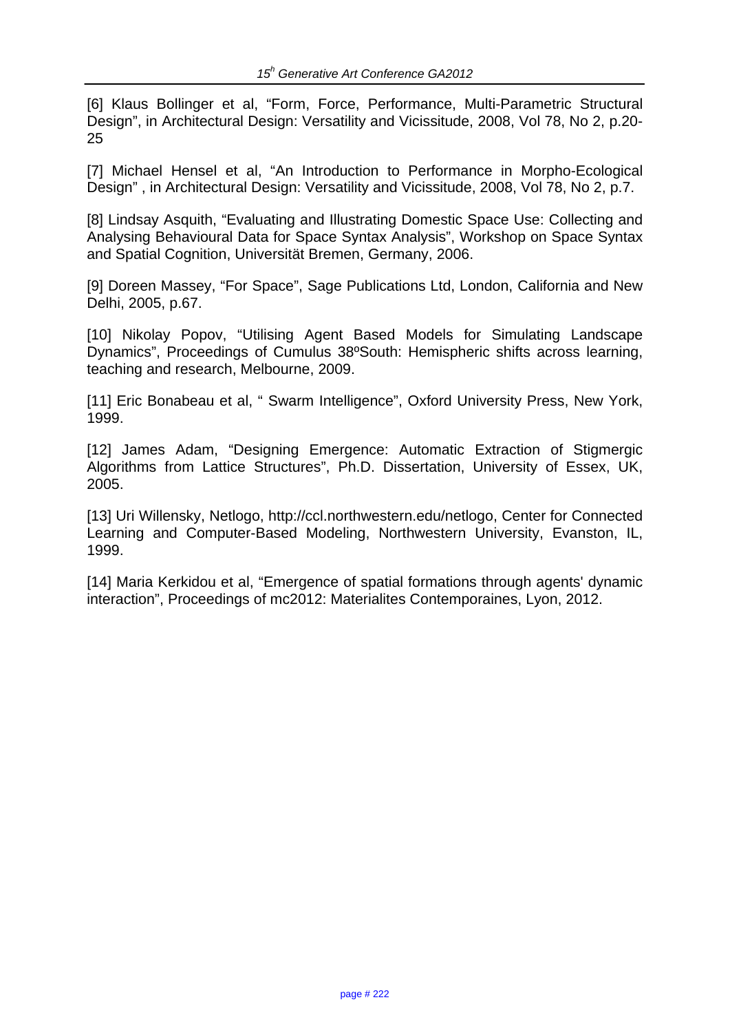[6] Klaus Bollinger et al, “Form, Force, Performance, Multi-Parametric Structural Design”, in Architectural Design: Versatility and Vicissitude, 2008, Vol 78, No 2, p.20-25

[7] Michael Hensel et al, “An Introduction to Performance in Morpho-Ecological Design” , in Architectural Design: Versatility and Vicissitude, 2008, Vol 78, No 2, p.7.

[8] Lindsay Asquith, “Evaluating and Illustrating Domestic Space Use: Collecting and Analysing Behavioural Data for Space Syntax Analysis”, Workshop on Space Syntax and Spatial Cognition, Universität Bremen, Germany, 2006.

[9] Doreen Massey, “For Space”, Sage Publications Ltd, London, California and New Delhi, 2005, p.67.

[10] Nikolay Popov, “Utilising Agent Based Models for Simulating Landscape Dynamics”, Proceedings of Cumulus 38ºSouth: Hemispheric shifts across learning, teaching and research, Melbourne, 2009.

[11] Eric Bonabeau et al, “ Swarm Intelligence”, Oxford University Press, New York, 1999.

[12] James Adam, “Designing Emergence: Automatic Extraction of Stigmergic Algorithms from Lattice Structures”, Ph.D. Dissertation, University of Essex, UK, 2005.

[13] Uri Willensky, Netlogo, http://ccl.northwestern.edu/netlogo, Center for Connected Learning and Computer-Based Modeling, Northwestern University, Evanston, IL, 1999.

[14] Maria Kerkidou et al, “Emergence of spatial formations through agents' dynamic interaction”, Proceedings of mc2012: Materialites Contemporaines, Lyon, 2012.